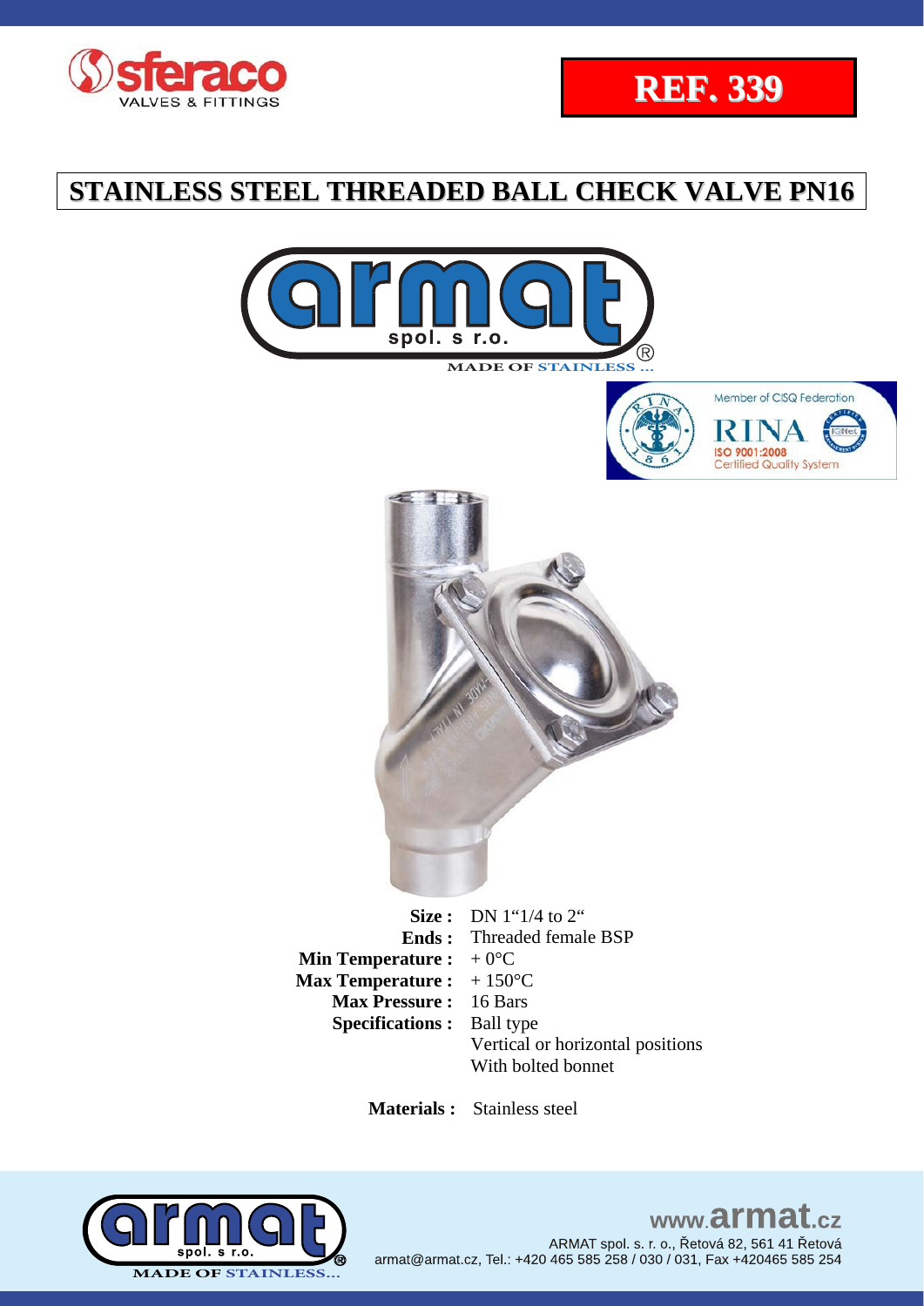**REF. 339**

# STAINLESS STEEL THREADED BALL CHECK VALVE PN16

MADE OF STAINLESS ...

Member of CISQ Federation
RINA
ISO 9001:2008
Certified Quality System

**Size :** DN 1"1/4 to 2"
**Ends :** Threaded female BSP
**Min Temperature :** + 0°C
**Max Temperature :** + 150°C
**Max Pressure :** 16 Bars
**Specifications :** Ball type
Vertical or horizontal positions
With bolted bonnet

**Materials :** Stainless steel

MADE OF STAINLESS...

www.armat.cz
ARMAT spol. s. r. o., Řetová 82, 561 41 Řetová
armat@armat.cz, Tel.: +420 465 585 258 / 030 / 031, Fax +420465 585 254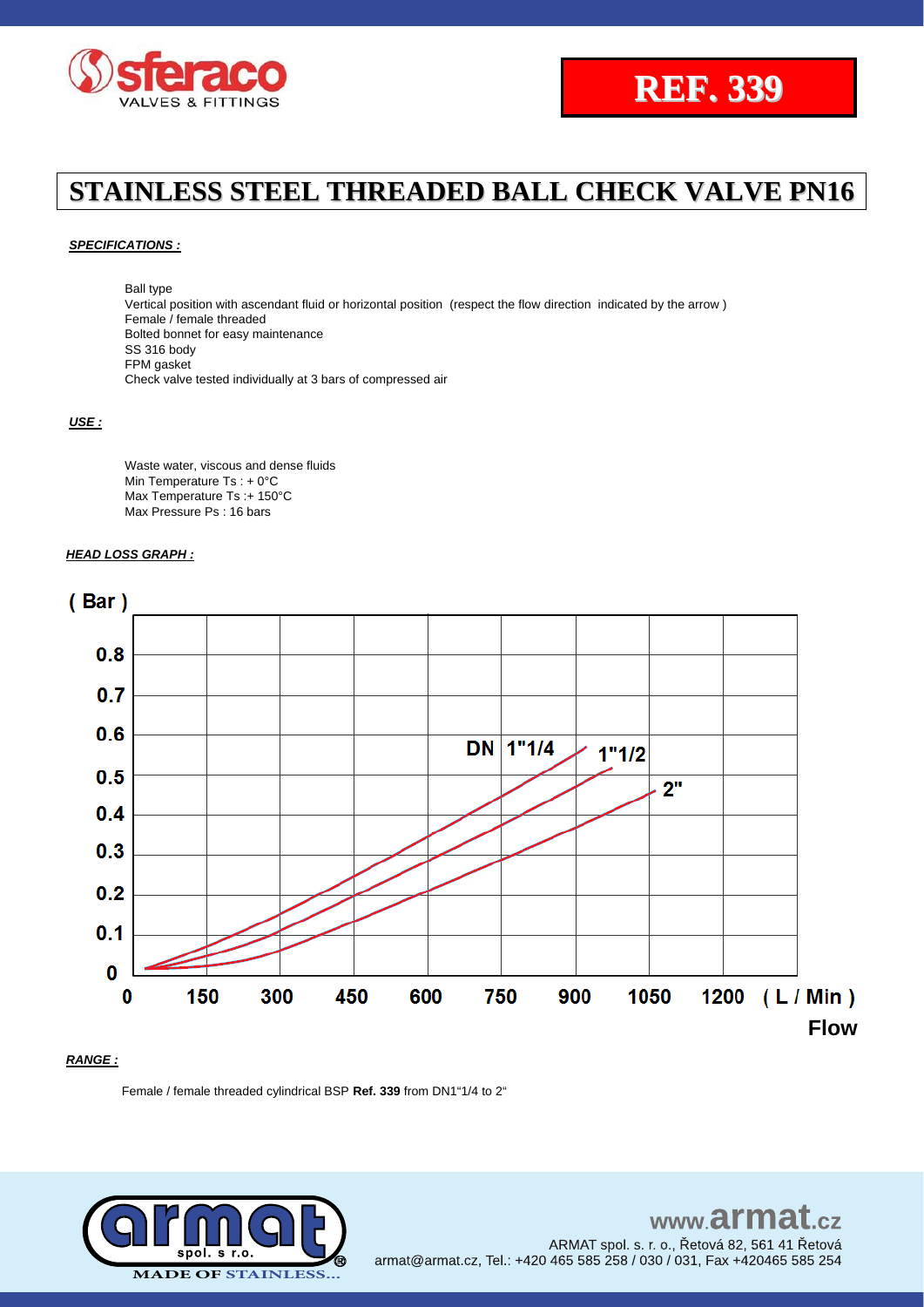# REF. 339

# STAINLESS STEEL THREADED BALL CHECK VALVE PN16

***SPECIFICATIONS :***

Ball type
Vertical position with ascendant fluid or horizontal position (respect the flow direction indicated by the arrow )
Female / female threaded
Bolted bonnet for easy maintenance
SS 316 body
FPM gasket
Check valve tested individually at 3 bars of compressed air

***USE :***

Waste water, viscous and dense fluids
Min Temperature Ts : + 0°C
Max Temperature Ts :+ 150°C
Max Pressure Ps : 16 bars

***HEAD LOSS GRAPH :***

( Bar )

DN 1"1/4 — 1"1/2 — 2"

( L / Min ) Flow

***RANGE :***

Female / female threaded cylindrical BSP **Ref. 339** from DN1"1/4 to 2"

www.armat.cz
ARMAT spol. s r. o., Řetová 82, 561 41 Řetová
armat@armat.cz, Tel.: +420 465 585 258 / 030 / 031, Fax +420465 585 254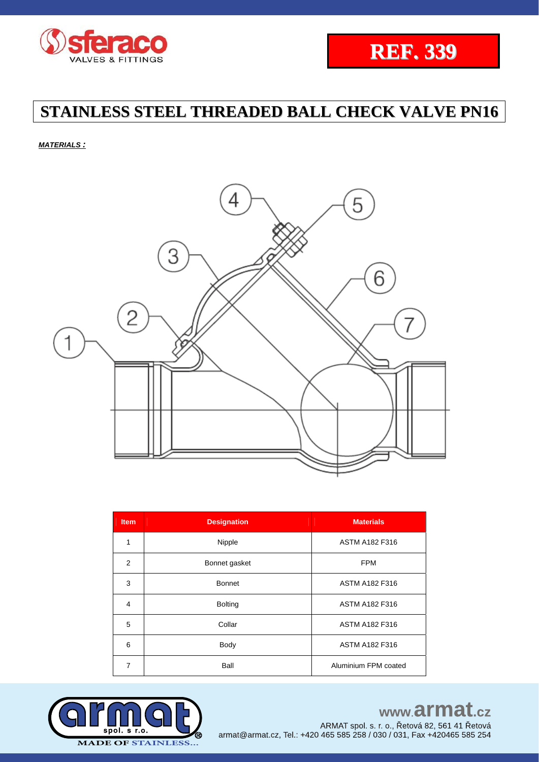**REF. 339**

# STAINLESS STEEL THREADED BALL CHECK VALVE PN16

***MATERIALS :***

| Item | Designation | Materials |
|---|---|---|
| 1 | Nipple | ASTM A182 F316 |
| 2 | Bonnet gasket | FPM |
| 3 | Bonnet | ASTM A182 F316 |
| 4 | Bolting | ASTM A182 F316 |
| 5 | Collar | ASTM A182 F316 |
| 6 | Body | ASTM A182 F316 |
| 7 | Ball | Aluminium FPM coated |

www.armat.cz

ARMAT spol. s r. o., Řetová 82, 561 41 Řetová

armat@armat.cz, Tel.: +420 465 585 258 / 030 / 031, Fax +420465 585 254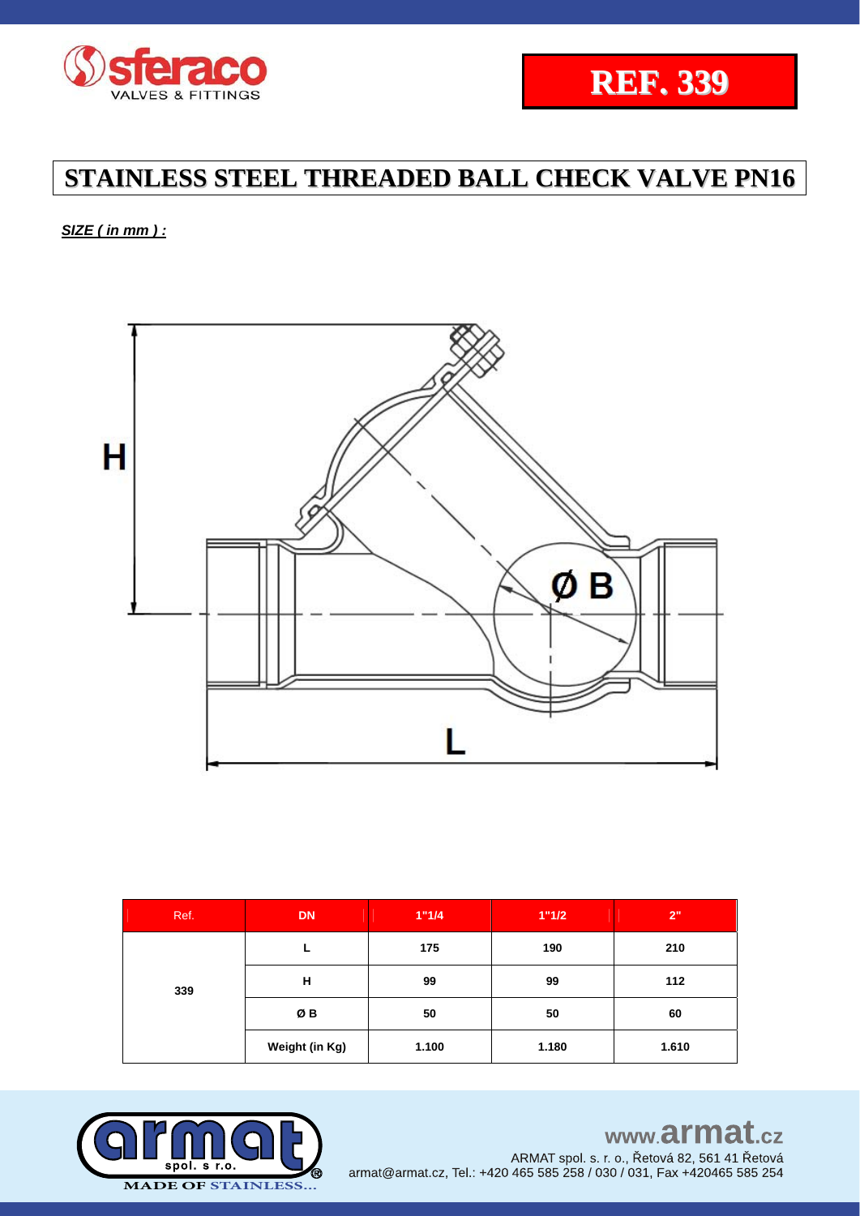# REF. 339

## STAINLESS STEEL THREADED BALL CHECK VALVE PN16

***SIZE ( in mm ) :***

H

Ø B

L

| Ref. | DN | 1"1/4 | 1"1/2 | 2" |
|---|---|---|---|---|
| 339 | L | 175 | 190 | 210 |
| | H | 99 | 99 | 112 |
| | Ø B | 50 | 50 | 60 |
| | Weight (in Kg) | 1.100 | 1.180 | 1.610 |

www.armat.cz

ARMAT spol. s. r. o., Řetová 82, 561 41 Řetová
armat@armat.cz, Tel.: +420 465 585 258 / 030 / 031, Fax +420465 585 254

MADE OF STAINLESS...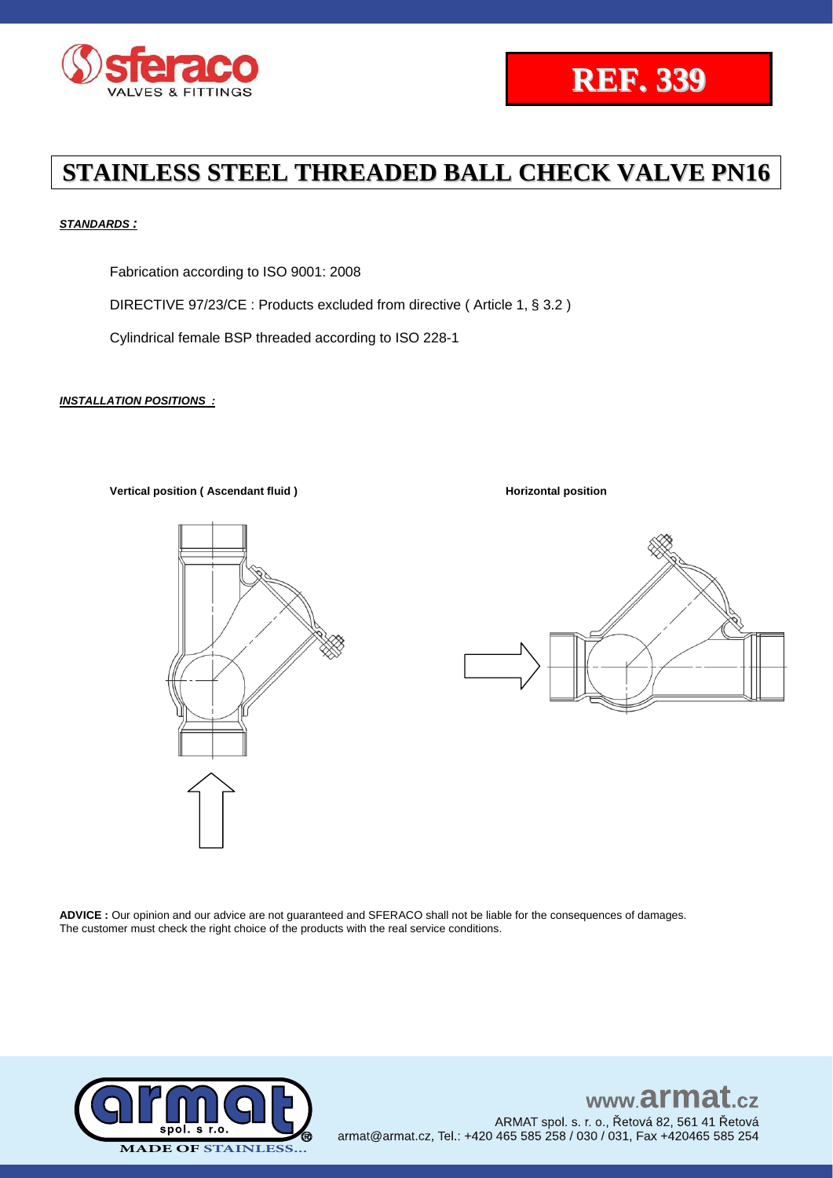**REF. 339**

# STAINLESS STEEL THREADED BALL CHECK VALVE PN16

***STANDARDS :***

Fabrication according to ISO 9001: 2008

DIRECTIVE 97/23/CE : Products excluded from directive ( Article 1, § 3.2 )

Cylindrical female BSP threaded according to ISO 228-1

***INSTALLATION POSITIONS :***

**Vertical position ( Ascendant fluid )**

**Horizontal position**

**ADVICE :** Our opinion and our advice are not guaranteed and SFERACO shall not be liable for the consequences of damages. The customer must check the right choice of the products with the real service conditions.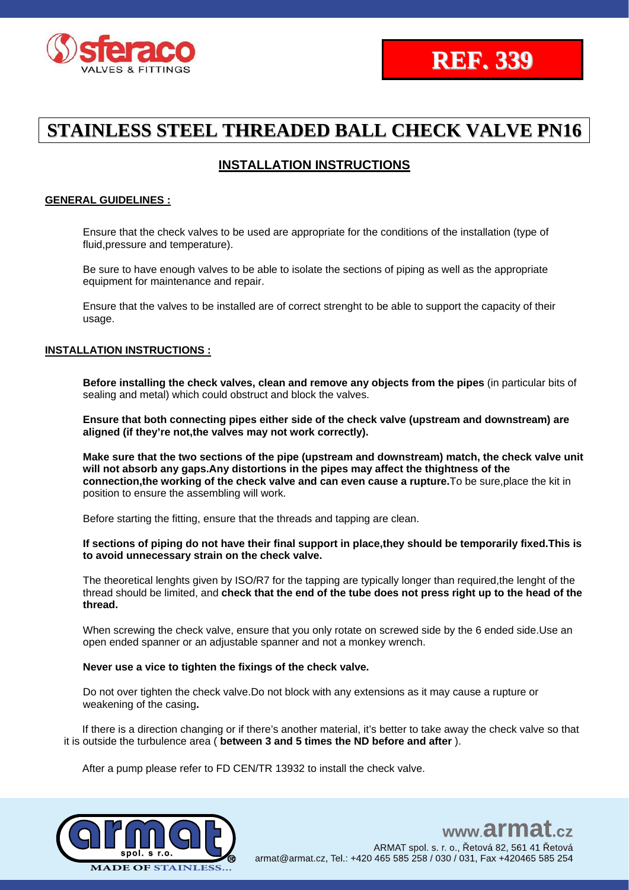**REF. 339**

# STAINLESS STEEL THREADED BALL CHECK VALVE PN16

## INSTALLATION INSTRUCTIONS

### GENERAL GUIDELINES :

Ensure that the check valves to be used are appropriate for the conditions of the installation (type of fluid,pressure and temperature).

Be sure to have enough valves to be able to isolate the sections of piping as well as the appropriate equipment for maintenance and repair.

Ensure that the valves to be installed are of correct strenght to be able to support the capacity of their usage.

### INSTALLATION INSTRUCTIONS :

**Before installing the check valves, clean and remove any objects from the pipes** (in particular bits of sealing and metal) which could obstruct and block the valves.

**Ensure that both connecting pipes either side of the check valve (upstream and downstream) are aligned (if they're not,the valves may not work correctly).**

**Make sure that the two sections of the pipe (upstream and downstream) match, the check valve unit will not absorb any gaps.Any distortions in the pipes may affect the thightness of the connection,the working of the check valve and can even cause a rupture.**To be sure,place the kit in position to ensure the assembling will work.

Before starting the fitting, ensure that the threads and tapping are clean.

**If sections of piping do not have their final support in place,they should be temporarily fixed.This is to avoid unnecessary strain on the check valve.**

The theoretical lenghts given by ISO/R7 for the tapping are typically longer than required,the lenght of the thread should be limited, and **check that the end of the tube does not press right up to the head of the thread.**

When screwing the check valve, ensure that you only rotate on screwed side by the 6 ended side.Use an open ended spanner or an adjustable spanner and not a monkey wrench.

**Never use a vice to tighten the fixings of the check valve.**

Do not over tighten the check valve.Do not block with any extensions as it may cause a rupture or weakening of the casing**.**

If there is a direction changing or if there's another material, it's better to take away the check valve so that it is outside the turbulence area ( **between 3 and 5 times the ND before and after** ).

After a pump please refer to FD CEN/TR 13932 to install the check valve.

www.armat.cz
ARMAT spol. s r. o., Řetová 82, 561 41 Řetová
armat@armat.cz, Tel.: +420 465 585 258 / 030 / 031, Fax +420465 585 254